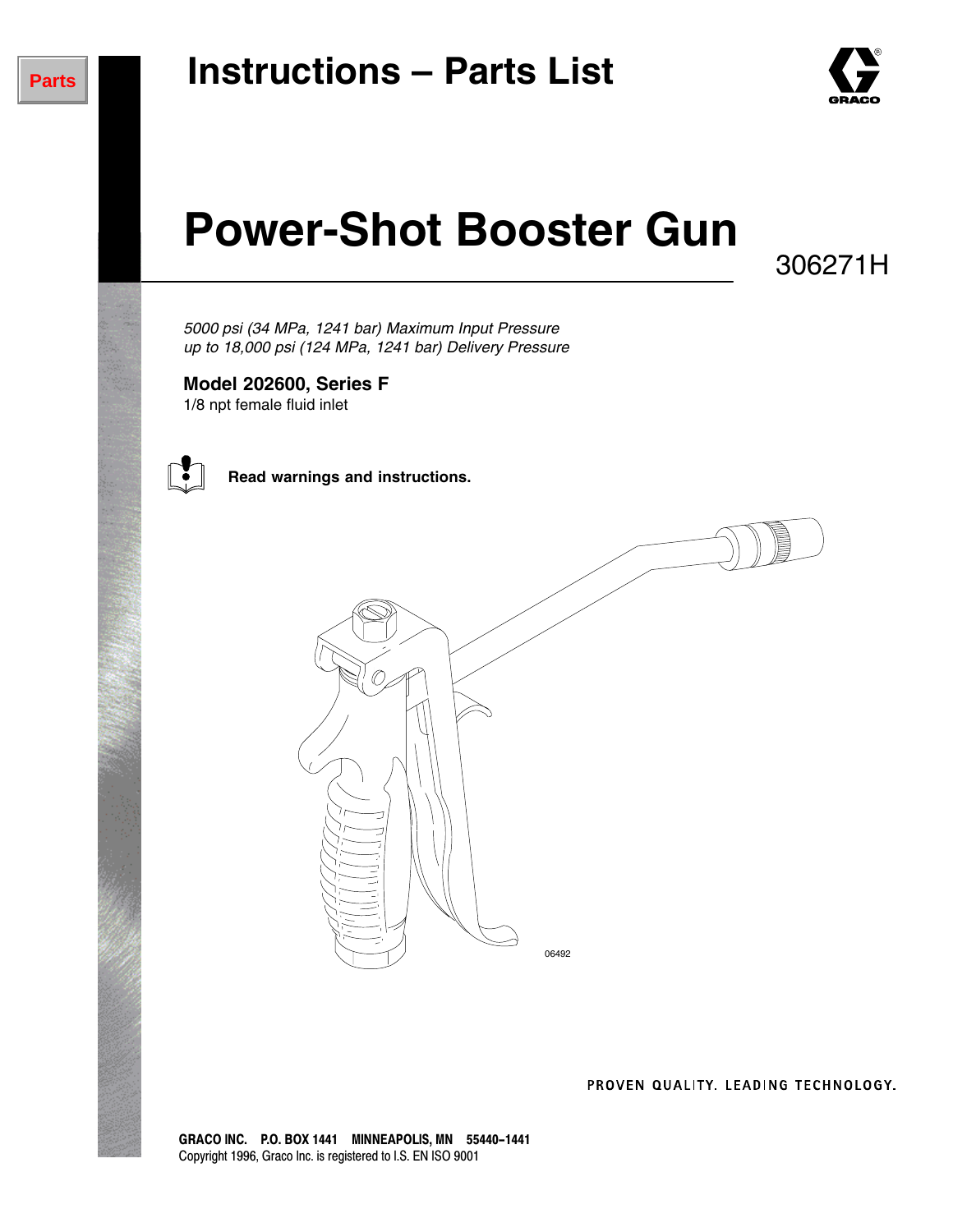Parts

# Instructions – Parts List

# Power-Shot Booster Gun

306271H

*5000 psi (34 MPa, 1241 bar) Maximum Input Pressure*
*up to 18,000 psi (124 MPa, 1241 bar) Delivery Pressure*

**Model 202600, Series F**
1/8 npt female fluid inlet

**Read warnings and instructions.**

06492

PROVEN QUALITY. LEADING TECHNOLOGY.

**GRACO INC. P.O. BOX 1441 MINNEAPOLIS, MN 55440–1441**
Copyright 1996, Graco Inc. is registered to I.S. EN ISO 9001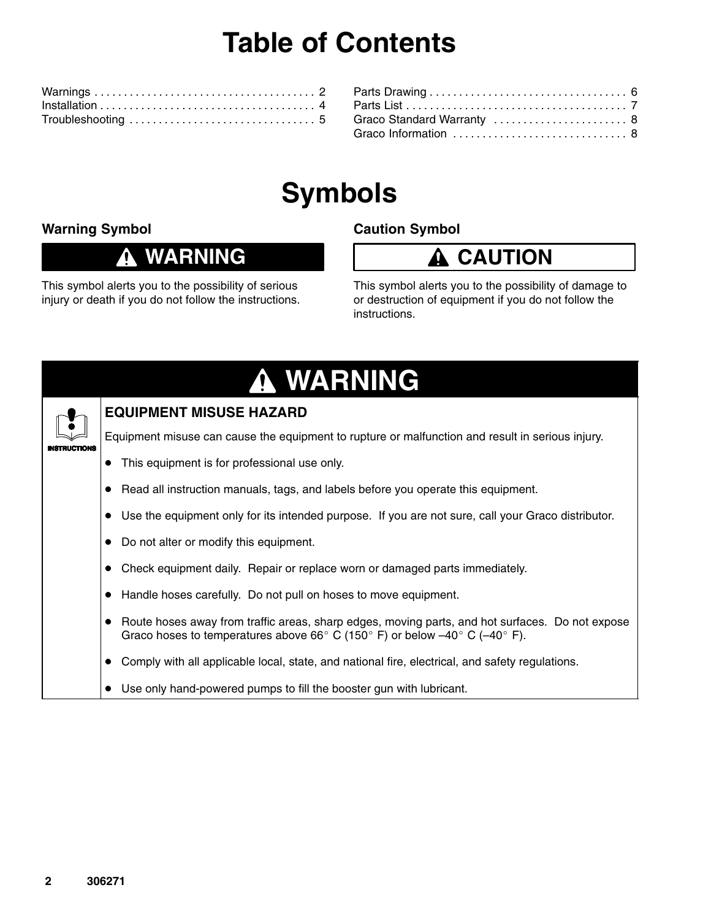# Table of Contents

| | |
|---|---|
| Warnings | 2 |
| Installation | 4 |
| Troubleshooting | 5 |
| Parts Drawing | 6 |
| Parts List | 7 |
| Graco Standard Warranty | 8 |
| Graco Information | 8 |

# Symbols

### Warning Symbol

**⚠ WARNING**

This symbol alerts you to the possibility of serious injury or death if you do not follow the instructions.

### Caution Symbol

**⚠ CAUTION**

This symbol alerts you to the possibility of damage to or destruction of equipment if you do not follow the instructions.

## ⚠ WARNING

INSTRUCTIONS

### EQUIPMENT MISUSE HAZARD

Equipment misuse can cause the equipment to rupture or malfunction and result in serious injury.

- This equipment is for professional use only.
- Read all instruction manuals, tags, and labels before you operate this equipment.
- Use the equipment only for its intended purpose. If you are not sure, call your Graco distributor.
- Do not alter or modify this equipment.
- Check equipment daily. Repair or replace worn or damaged parts immediately.
- Handle hoses carefully. Do not pull on hoses to move equipment.
- Route hoses away from traffic areas, sharp edges, moving parts, and hot surfaces. Do not expose Graco hoses to temperatures above 66° C (150° F) or below –40° C (–40° F).
- Comply with all applicable local, state, and national fire, electrical, and safety regulations.
- Use only hand-powered pumps to fill the booster gun with lubricant.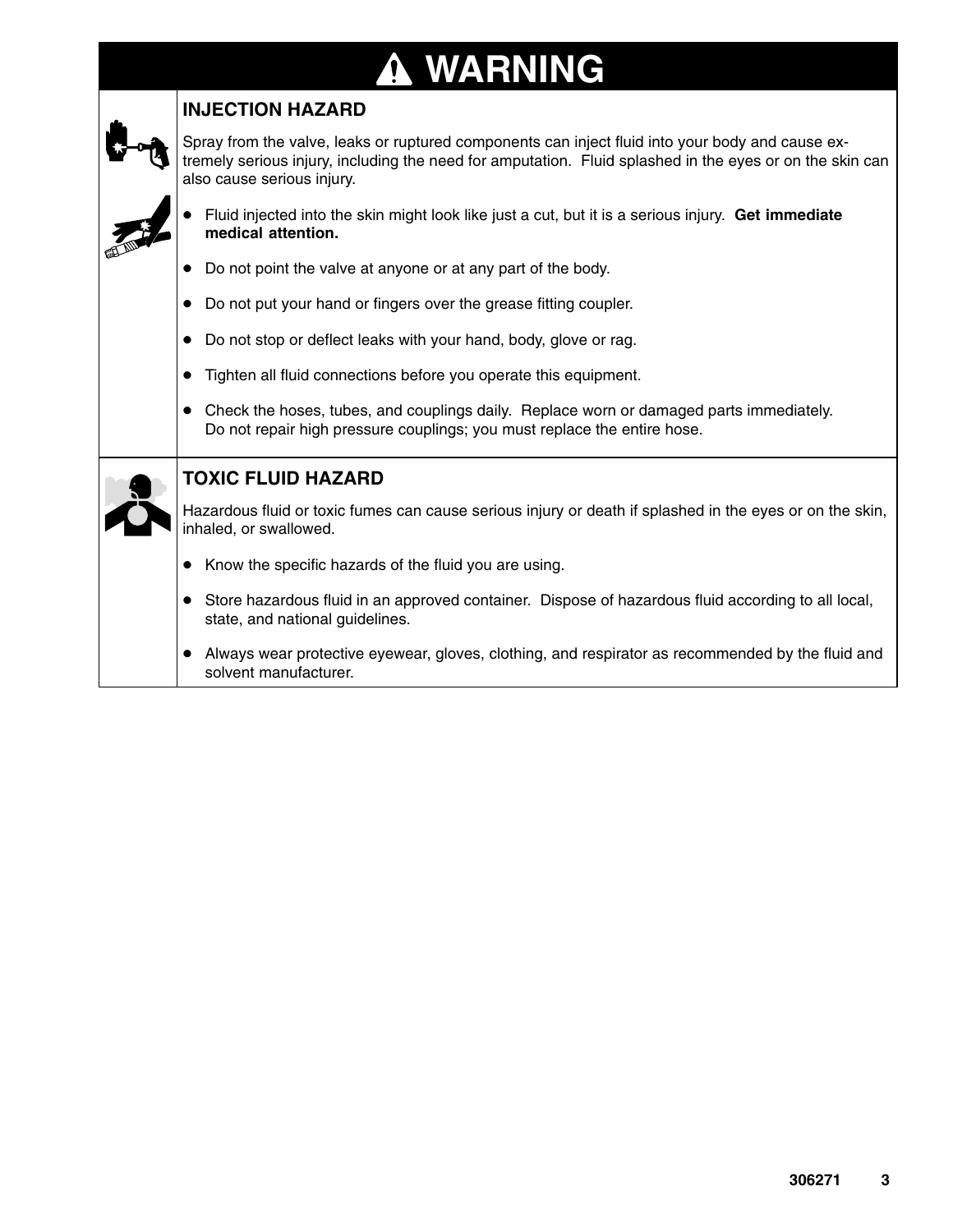# ⚠ WARNING

## INJECTION HAZARD

Spray from the valve, leaks or ruptured components can inject fluid into your body and cause extremely serious injury, including the need for amputation. Fluid splashed in the eyes or on the skin can also cause serious injury.

- Fluid injected into the skin might look like just a cut, but it is a serious injury. **Get immediate medical attention.**
- Do not point the valve at anyone or at any part of the body.
- Do not put your hand or fingers over the grease fitting coupler.
- Do not stop or deflect leaks with your hand, body, glove or rag.
- Tighten all fluid connections before you operate this equipment.
- Check the hoses, tubes, and couplings daily. Replace worn or damaged parts immediately. Do not repair high pressure couplings; you must replace the entire hose.

## TOXIC FLUID HAZARD

Hazardous fluid or toxic fumes can cause serious injury or death if splashed in the eyes or on the skin, inhaled, or swallowed.

- Know the specific hazards of the fluid you are using.
- Store hazardous fluid in an approved container. Dispose of hazardous fluid according to all local, state, and national guidelines.
- Always wear protective eyewear, gloves, clothing, and respirator as recommended by the fluid and solvent manufacturer.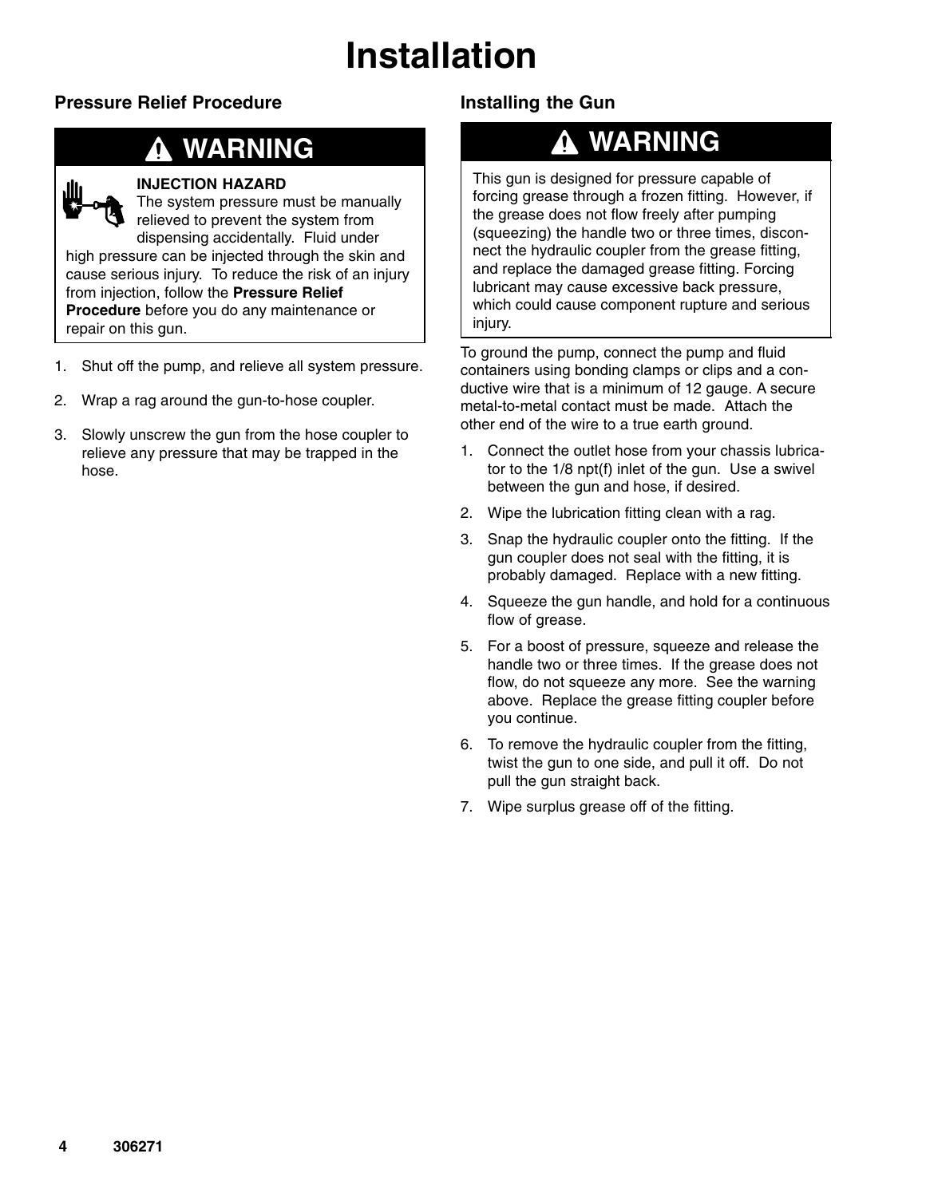# Installation

## Pressure Relief Procedure

**WARNING**

**INJECTION HAZARD**
The system pressure must be manually relieved to prevent the system from dispensing accidentally. Fluid under high pressure can be injected through the skin and cause serious injury. To reduce the risk of an injury from injection, follow the **Pressure Relief Procedure** before you do any maintenance or repair on this gun.

1. Shut off the pump, and relieve all system pressure.
2. Wrap a rag around the gun-to-hose coupler.
3. Slowly unscrew the gun from the hose coupler to relieve any pressure that may be trapped in the hose.

## Installing the Gun

**WARNING**

This gun is designed for pressure capable of forcing grease through a frozen fitting. However, if the grease does not flow freely after pumping (squeezing) the handle two or three times, disconnect the hydraulic coupler from the grease fitting, and replace the damaged grease fitting. Forcing lubricant may cause excessive back pressure, which could cause component rupture and serious injury.

To ground the pump, connect the pump and fluid containers using bonding clamps or clips and a conductive wire that is a minimum of 12 gauge. A secure metal-to-metal contact must be made. Attach the other end of the wire to a true earth ground.

1. Connect the outlet hose from your chassis lubricator to the 1/8 npt(f) inlet of the gun. Use a swivel between the gun and hose, if desired.
2. Wipe the lubrication fitting clean with a rag.
3. Snap the hydraulic coupler onto the fitting. If the gun coupler does not seal with the fitting, it is probably damaged. Replace with a new fitting.
4. Squeeze the gun handle, and hold for a continuous flow of grease.
5. For a boost of pressure, squeeze and release the handle two or three times. If the grease does not flow, do not squeeze any more. See the warning above. Replace the grease fitting coupler before you continue.
6. To remove the hydraulic coupler from the fitting, twist the gun to one side, and pull it off. Do not pull the gun straight back.
7. Wipe surplus grease off of the fitting.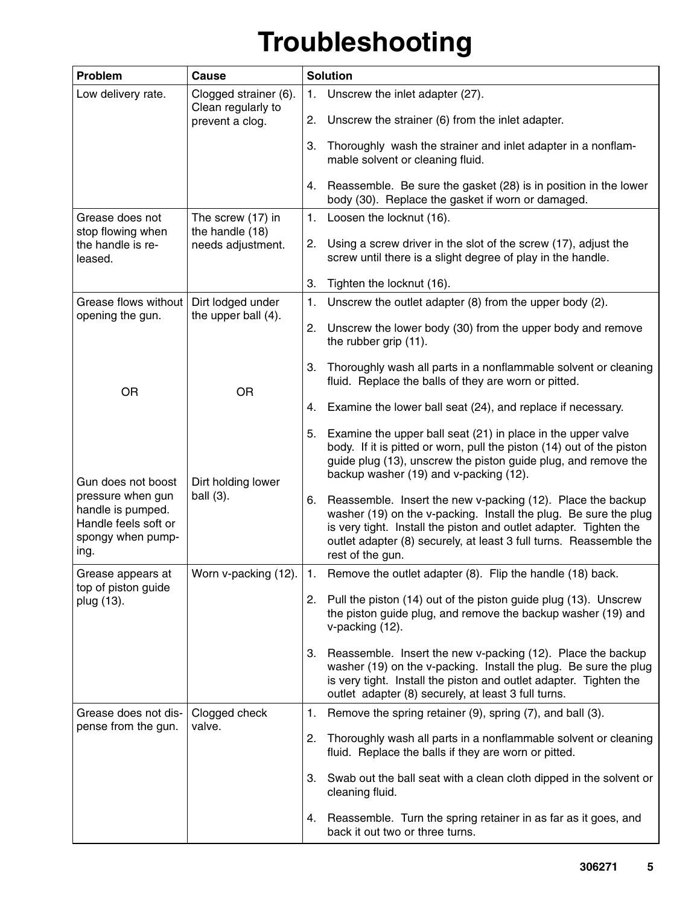# Troubleshooting

| Problem | Cause | Solution |
|---|---|---|
| Low delivery rate. | Clogged strainer (6). Clean regularly to prevent a clog. | 1. Unscrew the inlet adapter (27).<br>2. Unscrew the strainer (6) from the inlet adapter.<br>3. Thoroughly wash the strainer and inlet adapter in a nonflammable solvent or cleaning fluid.<br>4. Reassemble. Be sure the gasket (28) is in position in the lower body (30). Replace the gasket if worn or damaged. |
| Grease does not stop flowing when the handle is released. | The screw (17) in the handle (18) needs adjustment. | 1. Loosen the locknut (16).<br>2. Using a screw driver in the slot of the screw (17), adjust the screw until there is a slight degree of play in the handle.<br>3. Tighten the locknut (16). |
| Grease flows without opening the gun.<br><br>OR<br><br>Gun does not boost pressure when gun handle is pumped. Handle feels soft or spongy when pumping. | Dirt lodged under the upper ball (4).<br><br>OR<br><br>Dirt holding lower ball (3). | 1. Unscrew the outlet adapter (8) from the upper body (2).<br>2. Unscrew the lower body (30) from the upper body and remove the rubber grip (11).<br>3. Thoroughly wash all parts in a nonflammable solvent or cleaning fluid. Replace the balls of they are worn or pitted.<br>4. Examine the lower ball seat (24), and replace if necessary.<br>5. Examine the upper ball seat (21) in place in the upper valve body. If it is pitted or worn, pull the piston (14) out of the piston guide plug (13), unscrew the piston guide plug, and remove the backup washer (19) and v-packing (12).<br>6. Reassemble. Insert the new v-packing (12). Place the backup washer (19) on the v-packing. Install the plug. Be sure the plug is very tight. Install the piston and outlet adapter. Tighten the outlet adapter (8) securely, at least 3 full turns. Reassemble the rest of the gun. |
| Grease appears at top of piston guide plug (13). | Worn v-packing (12). | 1. Remove the outlet adapter (8). Flip the handle (18) back.<br>2. Pull the piston (14) out of the piston guide plug (13). Unscrew the piston guide plug, and remove the backup washer (19) and v-packing (12).<br>3. Reassemble. Insert the new v-packing (12). Place the backup washer (19) on the v-packing. Install the plug. Be sure the plug is very tight. Install the piston and outlet adapter. Tighten the outlet adapter (8) securely, at least 3 full turns. |
| Grease does not dispense from the gun. | Clogged check valve. | 1. Remove the spring retainer (9), spring (7), and ball (3).<br>2. Thoroughly wash all parts in a nonflammable solvent or cleaning fluid. Replace the balls if they are worn or pitted.<br>3. Swab out the ball seat with a clean cloth dipped in the solvent or cleaning fluid.<br>4. Reassemble. Turn the spring retainer in as far as it goes, and back it out two or three turns. |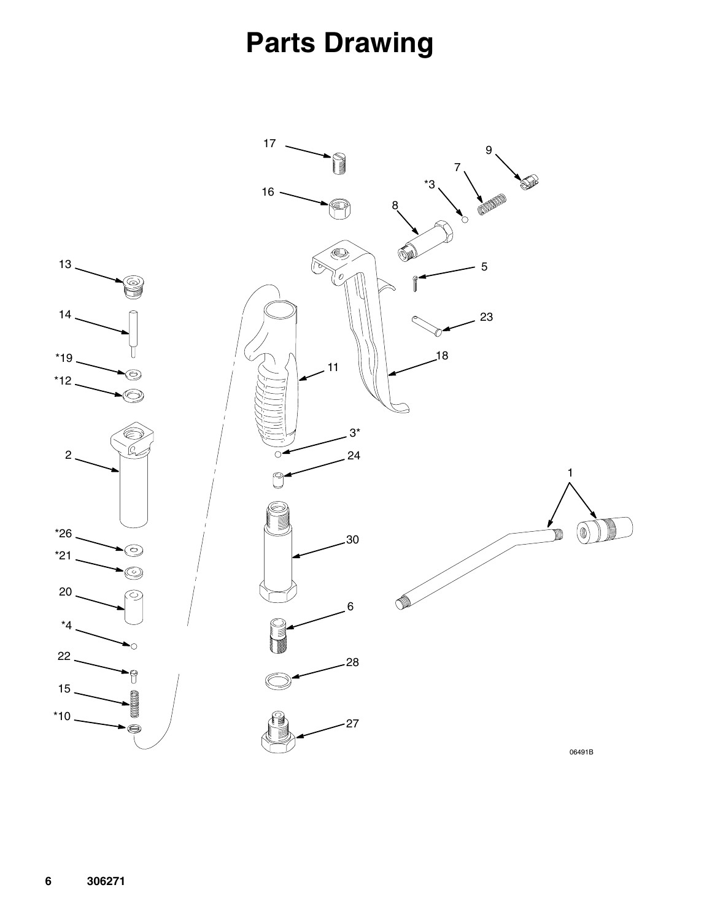# Parts Drawing

17
16
9
7
*3
8
5
23
18
11
13
14
*19
*12
2
3*
24
30
6
28
27
*26
*21
20
*4
22
15
*10
1

06491B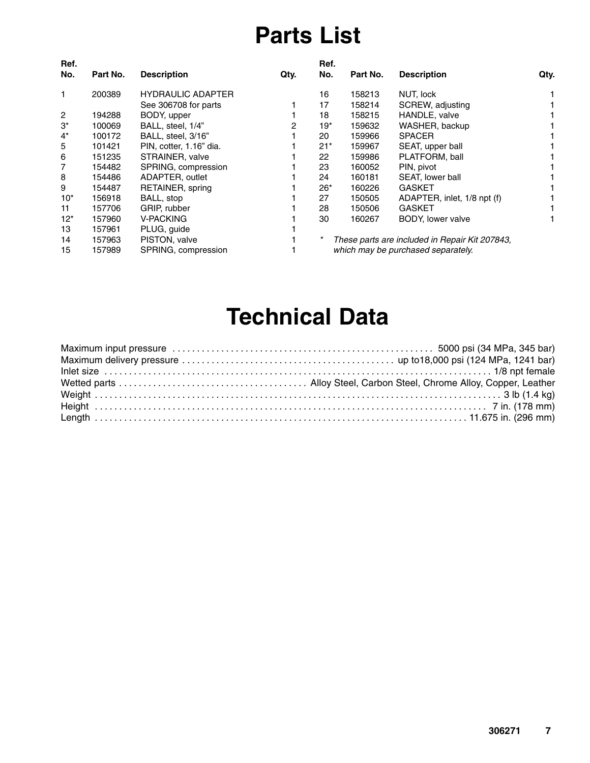# Parts List

| Ref. No. | Part No. | Description | Qty. |
|---|---|---|---|
| 1 | 200389 | HYDRAULIC ADAPTER See 306708 for parts | 1 |
| 2 | 194288 | BODY, upper | 1 |
| 3* | 100069 | BALL, steel, 1/4” | 2 |
| 4* | 100172 | BALL, steel, 3/16” | 1 |
| 5 | 101421 | PIN, cotter, 1.16” dia. | 1 |
| 6 | 151235 | STRAINER, valve | 1 |
| 7 | 154482 | SPRING, compression | 1 |
| 8 | 154486 | ADAPTER, outlet | 1 |
| 9 | 154487 | RETAINER, spring | 1 |
| 10* | 156918 | BALL, stop | 1 |
| 11 | 157706 | GRIP, rubber | 1 |
| 12* | 157960 | V-PACKING | 1 |
| 13 | 157961 | PLUG, guide | 1 |
| 14 | 157963 | PISTON, valve | 1 |
| 15 | 157989 | SPRING, compression | 1 |
| 16 | 158213 | NUT, lock | 1 |
| 17 | 158214 | SCREW, adjusting | 1 |
| 18 | 158215 | HANDLE, valve | 1 |
| 19* | 159632 | WASHER, backup | 1 |
| 20 | 159966 | SPACER | 1 |
| 21* | 159967 | SEAT, upper ball | 1 |
| 22 | 159986 | PLATFORM, ball | 1 |
| 23 | 160052 | PIN, pivot | 1 |
| 24 | 160181 | SEAT, lower ball | 1 |
| 26* | 160226 | GASKET | 1 |
| 27 | 150505 | ADAPTER, inlet, 1/8 npt (f) | 1 |
| 28 | 150506 | GASKET | 1 |
| 30 | 160267 | BODY, lower valve | 1 |

* *These parts are included in Repair Kit 207843, which may be purchased separately.*

# Technical Data

Maximum input pressure . . . . . . . . . . 5000 psi (34 MPa, 345 bar)
Maximum delivery pressure . . . . . . . . . . up to18,000 psi (124 MPa, 1241 bar)
Inlet size . . . . . . . . . . 1/8 npt female
Wetted parts . . . . . . . . . . Alloy Steel, Carbon Steel, Chrome Alloy, Copper, Leather
Weight . . . . . . . . . . 3 lb (1.4 kg)
Height . . . . . . . . . . 7 in. (178 mm)
Length . . . . . . . . . . 11.675 in. (296 mm)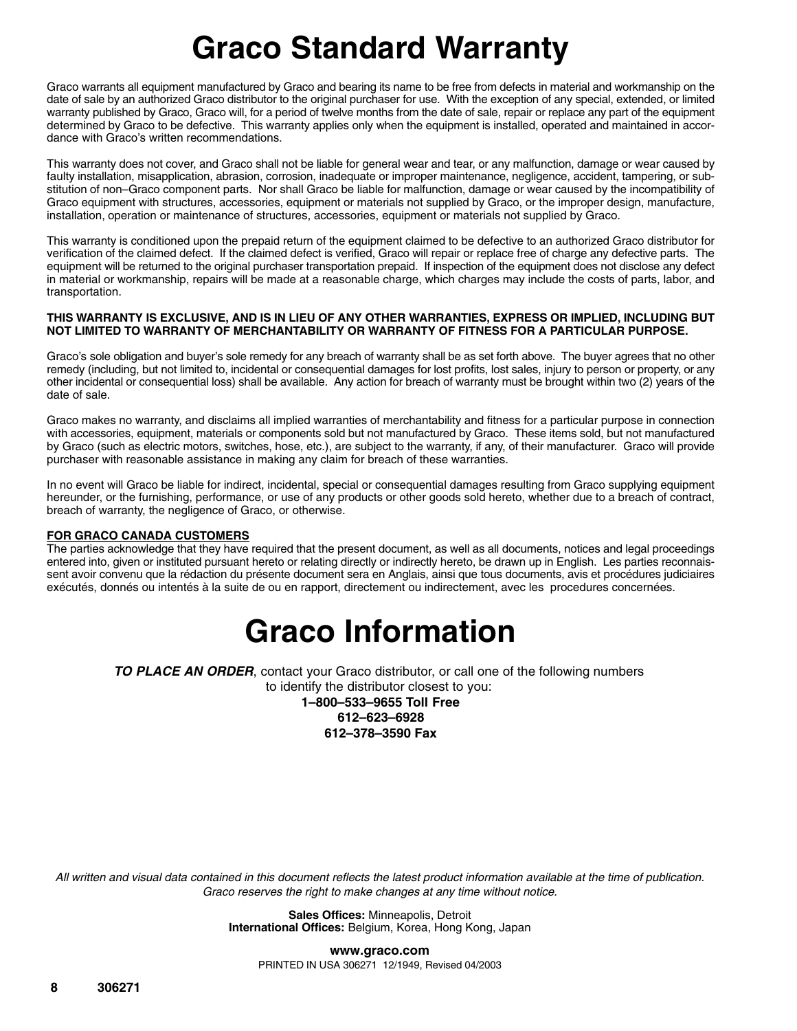# Graco Standard Warranty

Graco warrants all equipment manufactured by Graco and bearing its name to be free from defects in material and workmanship on the date of sale by an authorized Graco distributor to the original purchaser for use. With the exception of any special, extended, or limited warranty published by Graco, Graco will, for a period of twelve months from the date of sale, repair or replace any part of the equipment determined by Graco to be defective. This warranty applies only when the equipment is installed, operated and maintained in accordance with Graco's written recommendations.

This warranty does not cover, and Graco shall not be liable for general wear and tear, or any malfunction, damage or wear caused by faulty installation, misapplication, abrasion, corrosion, inadequate or improper maintenance, negligence, accident, tampering, or substitution of non–Graco component parts. Nor shall Graco be liable for malfunction, damage or wear caused by the incompatibility of Graco equipment with structures, accessories, equipment or materials not supplied by Graco, or the improper design, manufacture, installation, operation or maintenance of structures, accessories, equipment or materials not supplied by Graco.

This warranty is conditioned upon the prepaid return of the equipment claimed to be defective to an authorized Graco distributor for verification of the claimed defect. If the claimed defect is verified, Graco will repair or replace free of charge any defective parts. The equipment will be returned to the original purchaser transportation prepaid. If inspection of the equipment does not disclose any defect in material or workmanship, repairs will be made at a reasonable charge, which charges may include the costs of parts, labor, and transportation.

**THIS WARRANTY IS EXCLUSIVE, AND IS IN LIEU OF ANY OTHER WARRANTIES, EXPRESS OR IMPLIED, INCLUDING BUT NOT LIMITED TO WARRANTY OF MERCHANTABILITY OR WARRANTY OF FITNESS FOR A PARTICULAR PURPOSE.**

Graco's sole obligation and buyer's sole remedy for any breach of warranty shall be as set forth above. The buyer agrees that no other remedy (including, but not limited to, incidental or consequential damages for lost profits, lost sales, injury to person or property, or any other incidental or consequential loss) shall be available. Any action for breach of warranty must be brought within two (2) years of the date of sale.

Graco makes no warranty, and disclaims all implied warranties of merchantability and fitness for a particular purpose in connection with accessories, equipment, materials or components sold but not manufactured by Graco. These items sold, but not manufactured by Graco (such as electric motors, switches, hose, etc.), are subject to the warranty, if any, of their manufacturer. Graco will provide purchaser with reasonable assistance in making any claim for breach of these warranties.

In no event will Graco be liable for indirect, incidental, special or consequential damages resulting from Graco supplying equipment hereunder, or the furnishing, performance, or use of any products or other goods sold hereto, whether due to a breach of contract, breach of warranty, the negligence of Graco, or otherwise.

**FOR GRACO CANADA CUSTOMERS**

The parties acknowledge that they have required that the present document, as well as all documents, notices and legal proceedings entered into, given or instituted pursuant hereto or relating directly or indirectly hereto, be drawn up in English. Les parties reconnaissent avoir convenu que la rédaction du présente document sera en Anglais, ainsi que tous documents, avis et procédures judiciaires exécutés, donnés ou intentés à la suite de ou en rapport, directement ou indirectement, avec les procedures concernées.

# Graco Information

***TO PLACE AN ORDER***, contact your Graco distributor, or call one of the following numbers to identify the distributor closest to you:

**1–800–533–9655 Toll Free**
**612–623–6928**
**612–378–3590 Fax**

*All written and visual data contained in this document reflects the latest product information available at the time of publication. Graco reserves the right to make changes at any time without notice.*

**Sales Offices:** Minneapolis, Detroit
**International Offices:** Belgium, Korea, Hong Kong, Japan

**www.graco.com**

PRINTED IN USA 306271 12/1949, Revised 04/2003